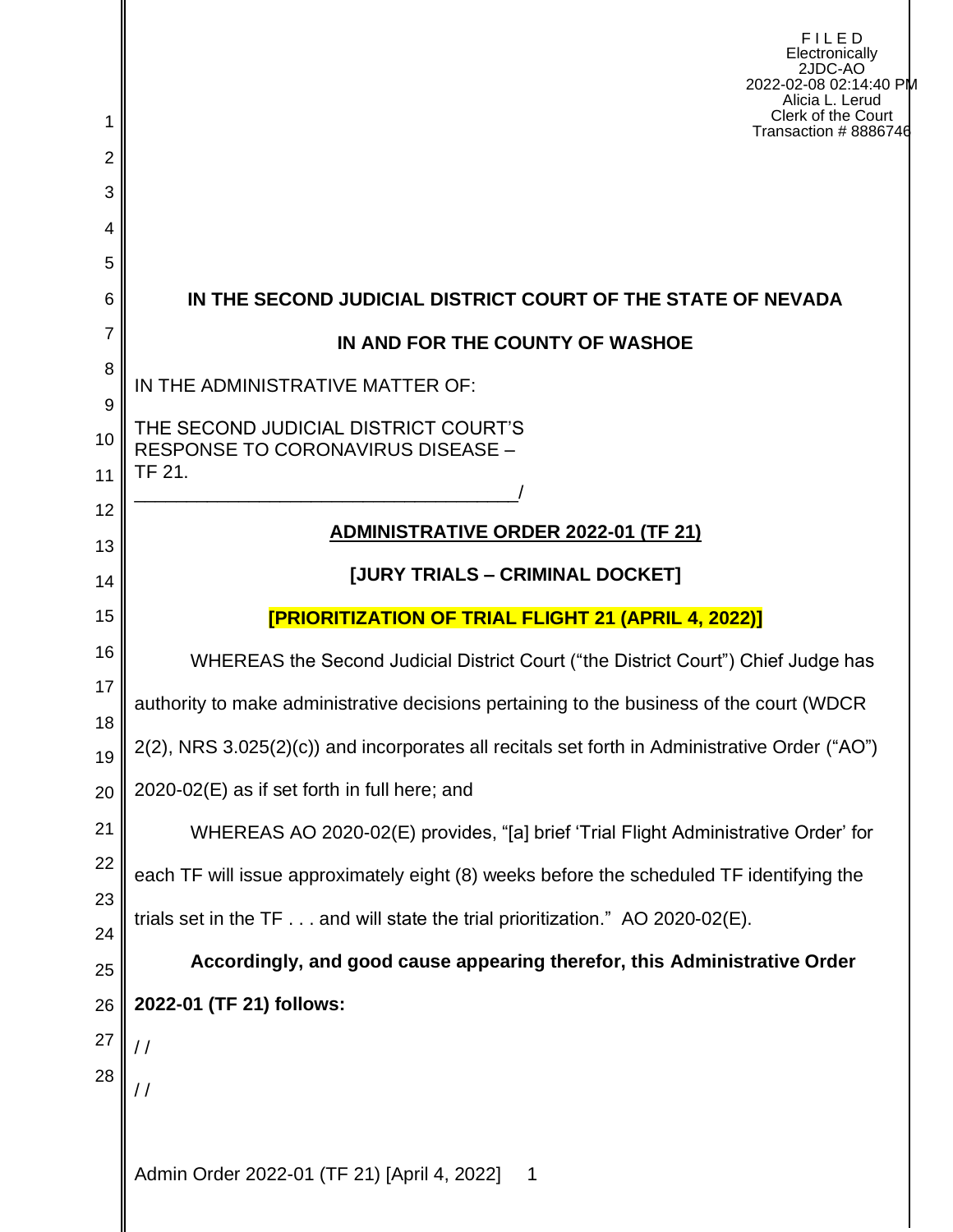F I L E D
Electronically
2JDC-AO
2022-02-08 02:14:40 PM
Alicia L. Lerud
Clerk of the Court
Transaction # 8886746

**IN THE SECOND JUDICIAL DISTRICT COURT OF THE STATE OF NEVADA**

**IN AND FOR THE COUNTY OF WASHOE**

IN THE ADMINISTRATIVE MATTER OF:

THE SECOND JUDICIAL DISTRICT COURT'S RESPONSE TO CORONAVIRUS DISEASE – TF 21.
_____________________________________/

**ADMINISTRATIVE ORDER 2022-01 (TF 21)**

**[JURY TRIALS – CRIMINAL DOCKET]**

**[PRIORITIZATION OF TRIAL FLIGHT 21 (APRIL 4, 2022)]**

WHEREAS the Second Judicial District Court ("the District Court") Chief Judge has authority to make administrative decisions pertaining to the business of the court (WDCR 2(2), NRS 3.025(2)(c)) and incorporates all recitals set forth in Administrative Order ("AO") 2020-02(E) as if set forth in full here; and

WHEREAS AO 2020-02(E) provides, "[a] brief 'Trial Flight Administrative Order' for each TF will issue approximately eight (8) weeks before the scheduled TF identifying the trials set in the TF . . . and will state the trial prioritization." AO 2020-02(E).

**Accordingly, and good cause appearing therefor, this Administrative Order 2022-01 (TF 21) follows:**

/ /

/ /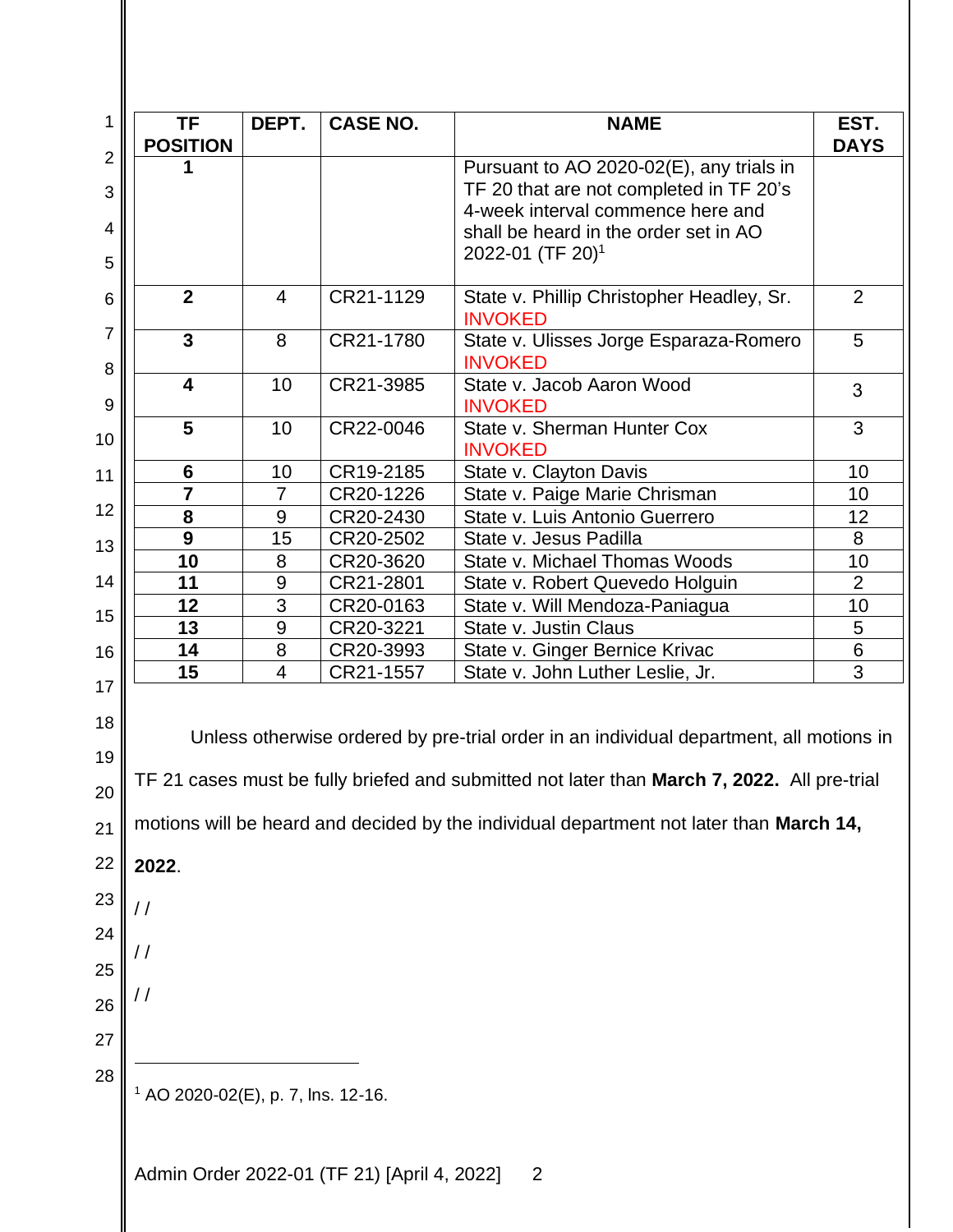| TF POSITION | DEPT. | CASE NO. | NAME | EST. DAYS |
|---|---|---|---|---|
| **1** | | | Pursuant to AO 2020-02(E), any trials in TF 20 that are not completed in TF 20's 4-week interval commence here and shall be heard in the order set in AO 2022-01 (TF 20)[1] | |
| **2** | 4 | CR21-1129 | State v. Phillip Christopher Headley, Sr. INVOKED | 2 |
| **3** | 8 | CR21-1780 | State v. Ulisses Jorge Esparaza-Romero INVOKED | 5 |
| **4** | 10 | CR21-3985 | State v. Jacob Aaron Wood INVOKED | 3 |
| **5** | 10 | CR22-0046 | State v. Sherman Hunter Cox INVOKED | 3 |
| **6** | 10 | CR19-2185 | State v. Clayton Davis | 10 |
| **7** | 7 | CR20-1226 | State v. Paige Marie Chrisman | 10 |
| **8** | 9 | CR20-2430 | State v. Luis Antonio Guerrero | 12 |
| **9** | 15 | CR20-2502 | State v. Jesus Padilla | 8 |
| **10** | 8 | CR20-3620 | State v. Michael Thomas Woods | 10 |
| **11** | 9 | CR21-2801 | State v. Robert Quevedo Holguin | 2 |
| **12** | 3 | CR20-0163 | State v. Will Mendoza-Paniagua | 10 |
| **13** | 9 | CR20-3221 | State v. Justin Claus | 5 |
| **14** | 8 | CR20-3993 | State v. Ginger Bernice Krivac | 6 |
| **15** | 4 | CR21-1557 | State v. John Luther Leslie, Jr. | 3 |

Unless otherwise ordered by pre-trial order in an individual department, all motions in TF 21 cases must be fully briefed and submitted not later than **March 7, 2022.** All pre-trial motions will be heard and decided by the individual department not later than **March 14, 2022**.

/ /

/ /

/ /

[1] AO 2020-02(E), p. 7, lns. 12-16.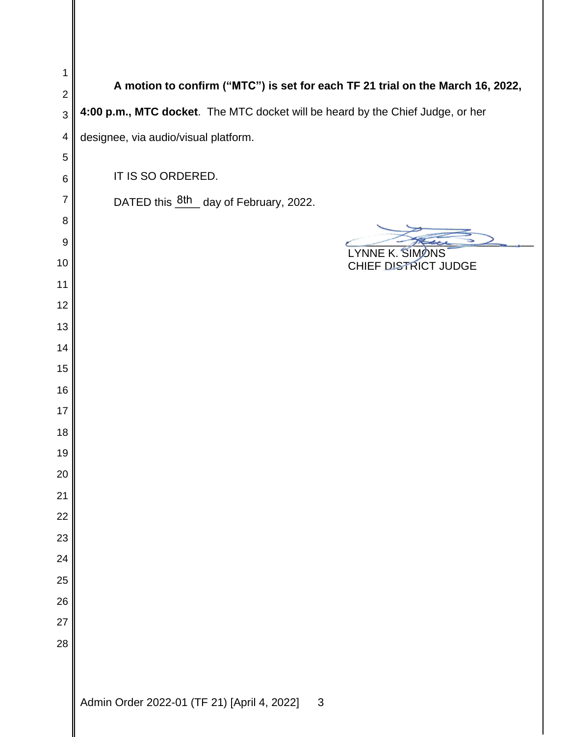**A motion to confirm ("MTC") is set for each TF 21 trial on the March 16, 2022, 4:00 p.m., MTC docket**. The MTC docket will be heard by the Chief Judge, or her designee, via audio/visual platform.

IT IS SO ORDERED.

DATED this 8th day of February, 2022.

LYNNE K. SIMONS
CHIEF DISTRICT JUDGE